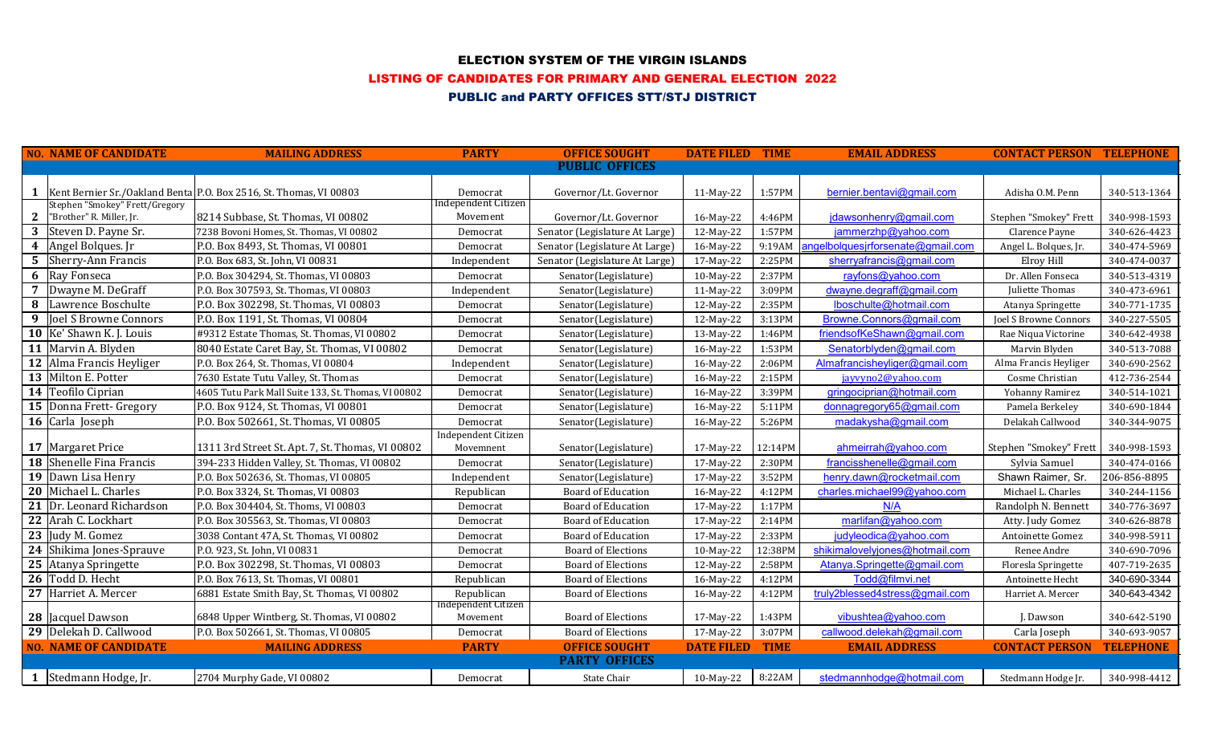# ELECTION SYSTEM OF THE VIRGIN ISLANDS

## LISTING OF CANDIDATES FOR PRIMARY AND GENERAL ELECTION 2022

### PUBLIC and PARTY OFFICES STT/STJ DISTRICT

| NO. | NAME OF CANDIDATE | MAILING ADDRESS | PARTY | OFFICE SOUGHT | DATE FILED | TIME | EMAIL ADDRESS | CONTACT PERSON | TELEPHONE |
|---|---|---|---|---|---|---|---|---|---|
| | | | | **PUBLIC OFFICES** | | | | | |
| 1 | Kent Bernier Sr./Oakland Benta | P.O. Box 2516, St. Thomas, VI 00803 | Democrat | Governor/Lt. Governor | 11-May-22 | 1:57PM | bernier.bentavi@gmail.com | Adisha O.M. Penn | 340-513-1364 |
| 2 | Stephen "Smokey" Frett/Gregory "Brother" R. Miller, Jr. | 8214 Subbase, St. Thomas, VI 00802 | Independent Citizen Movement | Governor/Lt. Governor | 16-May-22 | 4:46PM | jdawsonhenry@gmail.com | Stephen "Smokey" Frett | 340-998-1593 |
| 3 | Steven D. Payne Sr. | 7238 Bovoni Homes, St. Thomas, VI 00802 | Democrat | Senator (Legislature At Large) | 12-May-22 | 1:57PM | jammerzhp@yahoo.com | Clarence Payne | 340-626-4423 |
| 4 | Angel Bolques. Jr | P.O. Box 8493, St. Thomas, VI 00801 | Democrat | Senator (Legislature At Large) | 16-May-22 | 9:19AM | angelbolquesjrforsenate@gmail.com | Angel L. Bolques, Jr. | 340-474-5969 |
| 5 | Sherry-Ann Francis | P.O. Box 683, St. John, VI 00831 | Independent | Senator (Legislature At Large) | 17-May-22 | 2:25PM | sherryafrancis@gmail.com | Elroy Hill | 340-474-0037 |
| 6 | Ray Fonseca | P.O. Box 304294, St. Thomas, VI 00803 | Democrat | Senator(Legislature) | 10-May-22 | 2:37PM | rayfons@yahoo.com | Dr. Allen Fonseca | 340-513-4319 |
| 7 | Dwayne M. DeGraff | P.O. Box 307593, St. Thomas, VI 00803 | Independent | Senator(Legislature) | 11-May-22 | 3:09PM | dwayne.degraff@gmail.com | Juliette Thomas | 340-473-6961 |
| 8 | Lawrence Boschulte | P.O. Box 302298, St. Thomas, VI 00803 | Democrat | Senator(Legislature) | 12-May-22 | 2:35PM | lboschulte@hotmail.com | Atanya Springette | 340-771-1735 |
| 9 | Joel S Browne Connors | P.O. Box 1191, St. Thomas, VI 00804 | Democrat | Senator(Legislature) | 12-May-22 | 3:13PM | Browne.Connors@gmail.com | Joel S Browne Connors | 340-227-5505 |
| 10 | Ke' Shawn K. J. Louis | #9312 Estate Thomas, St. Thomas, VI 00802 | Democrat | Senator(Legislature) | 13-May-22 | 1:46PM | friendsofKeShawn@gmail.com | Rae Niqua Victorine | 340-642-4938 |
| 11 | Marvin A. Blyden | 8040 Estate Caret Bay, St. Thomas, VI 00802 | Democrat | Senator(Legislature) | 16-May-22 | 1:53PM | Senatorblyden@gmail.com | Marvin Blyden | 340-513-7088 |
| 12 | Alma Francis Heyliger | P.O. Box 264, St. Thomas, VI 00804 | Independent | Senator(Legislature) | 16-May-22 | 2:06PM | Almafrancisheyliger@gmail.com | Alma Francis Heyliger | 340-690-2562 |
| 13 | Milton E. Potter | 7630 Estate Tutu Valley, St. Thomas | Democrat | Senator(Legislature) | 16-May-22 | 2:15PM | jayvyno2@yahoo.com | Cosme Christian | 412-736-2544 |
| 14 | Teofilo Ciprian | 4605 Tutu Park Mall Suite 133, St. Thomas, VI 00802 | Democrat | Senator(Legislature) | 16-May-22 | 3:39PM | gringociprian@hotmail.com | Yohanny Ramirez | 340-514-1021 |
| 15 | Donna Frett- Gregory | P.O. Box 9124, St. Thomas, VI 00801 | Democrat | Senator(Legislature) | 16-May-22 | 5:11PM | donnagregory65@gmail.com | Pamela Berkeley | 340-690-1844 |
| 16 | Carla Joseph | P.O. Box 502661, St. Thomas, VI 00805 | Democrat | Senator(Legislature) | 16-May-22 | 5:26PM | madakysha@gmail.com | Delakah Callwood | 340-344-9075 |
| 17 | Margaret Price | 1311 3rd Street St. Apt. 7, St. Thomas, VI 00802 | Independent Citizen Movemnent | Senator(Legislature) | 17-May-22 | 12:14PM | ahmeirrah@yahoo.com | Stephen "Smokey" Frett | 340-998-1593 |
| 18 | Shenelle Fina Francis | 394-233 Hidden Valley, St. Thomas, VI 00802 | Democrat | Senator(Legislature) | 17-May-22 | 2:30PM | francisshenelle@gmail.com | Sylvia Samuel | 340-474-0166 |
| 19 | Dawn Lisa Henry | P.O. Box 502636, St. Thomas, VI 00805 | Independent | Senator(Legislature) | 17-May-22 | 3:52PM | henry.dawn@rocketmail.com | Shawn Raimer, Sr. | 206-856-8895 |
| 20 | Michael L. Charles | P.O. Box 3324, St. Thomas, VI 00803 | Republican | Board of Education | 16-May-22 | 4:12PM | charles.michael99@yahoo.com | Michael L. Charles | 340-244-1156 |
| 21 | Dr. Leonard Richardson | P.O. Box 304404, St. Thoms, VI 00803 | Democrat | Board of Education | 17-May-22 | 1:17PM | N/A | Randolph N. Bennett | 340-776-3697 |
| 22 | Arah C. Lockhart | P.O. Box 305563, St. Thomas, VI 00803 | Democrat | Board of Education | 17-May-22 | 2:14PM | marlifan@yahoo.com | Atty. Judy Gomez | 340-626-8878 |
| 23 | Judy M. Gomez | 3038 Contant 47A, St. Thomas, VI 00802 | Democrat | Board of Education | 17-May-22 | 2:33PM | judyleodica@yahoo.com | Antoinette Gomez | 340-998-5911 |
| 24 | Shikima Jones-Sprauve | P.O. 923, St. John, VI 00831 | Democrat | Board of Elections | 10-May-22 | 12:38PM | shikimalovelyjones@hotmail.com | Renee Andre | 340-690-7096 |
| 25 | Atanya Springette | P.O. Box 302298, St. Thomas, VI 00803 | Democrat | Board of Elections | 12-May-22 | 2:58PM | Atanya.Springette@gmail.com | Floresla Springette | 407-719-2635 |
| 26 | Todd D. Hecht | P.O. Box 7613, St. Thomas, VI 00801 | Republican | Board of Elections | 16-May-22 | 4:12PM | Todd@filmvi.net | Antoinette Hecht | 340-690-3344 |
| 27 | Harriet A. Mercer | 6881 Estate Smith Bay, St. Thomas, VI 00802 | Republican | Board of Elections | 16-May-22 | 4:12PM | truly2blessed4stress@gmail.com | Harriet A. Mercer | 340-643-4342 |
| 28 | Jacquel Dawson | 6848 Upper Wintberg, St. Thomas, VI 00802 | Independent Citizen Movement | Board of Elections | 17-May-22 | 1:43PM | vibushtea@yahoo.com | J. Dawson | 340-642-5190 |
| 29 | Delekah D. Callwood | P.O. Box 502661, St. Thomas, VI 00805 | Democrat | Board of Elections | 17-May-22 | 3:07PM | callwood.delekah@gmail.com | Carla Joseph | 340-693-9057 |
| **NO.** | **NAME OF CANDIDATE** | **MAILING ADDRESS** | **PARTY** | **OFFICE SOUGHT** | **DATE FILED** | **TIME** | **EMAIL ADDRESS** | **CONTACT PERSON** | **TELEPHONE** |
| | | | | **PARTY OFFICES** | | | | | |
| 1 | Stedmann Hodge, Jr. | 2704 Murphy Gade, VI 00802 | Democrat | State Chair | 10-May-22 | 8:22AM | stedmannhodge@hotmail.com | Stedmann Hodge Jr. | 340-998-4412 |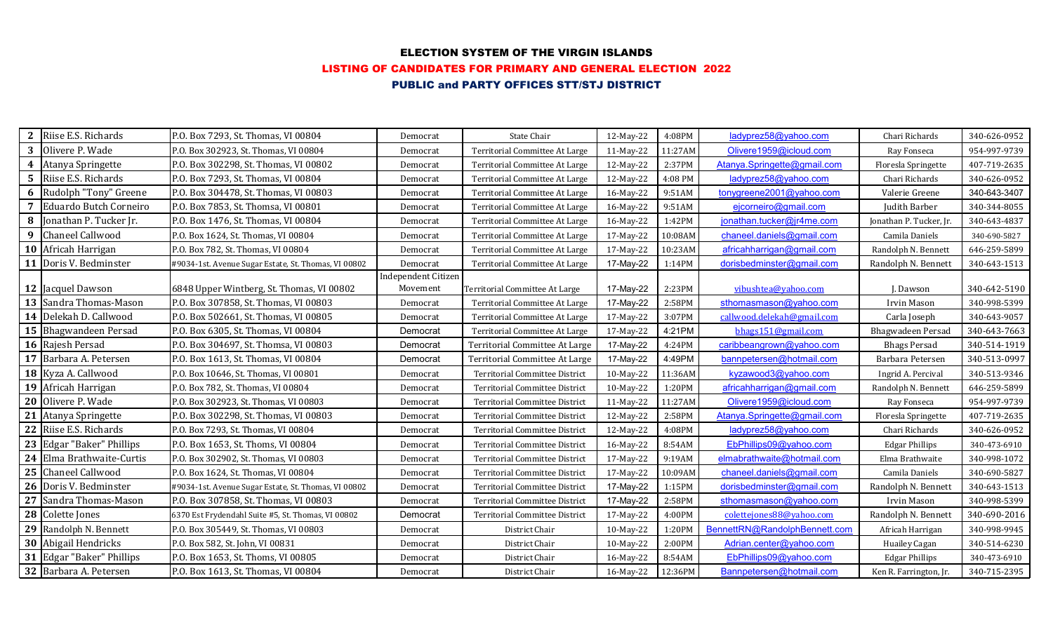# ELECTION SYSTEM OF THE VIRGIN ISLANDS

## LISTING OF CANDIDATES FOR PRIMARY AND GENERAL ELECTION 2022

### PUBLIC and PARTY OFFICES STT/STJ DISTRICT

| | | | | | | | | | |
|---|---|---|---|---|---|---|---|---|---|
| 2 | Riise E.S. Richards | P.O. Box 7293, St. Thomas, VI 00804 | Democrat | State Chair | 12-May-22 | 4:08PM | ladyprez58@yahoo.com | Chari Richards | 340-626-0952 |
| 3 | Olivere P. Wade | P.O. Box 302923, St. Thomas, VI 00804 | Democrat | Territorial Committee At Large | 11-May-22 | 11:27AM | Olivere1959@icloud.com | Ray Fonseca | 954-997-9739 |
| 4 | Atanya Springette | P.O. Box 302298, St. Thomas, VI 00802 | Democrat | Territorial Committee At Large | 12-May-22 | 2:37PM | Atanya.Springette@gmail.com | Floresla Springette | 407-719-2635 |
| 5 | Riise E.S. Richards | P.O. Box 7293, St. Thomas, VI 00804 | Democrat | Territorial Committee At Large | 12-May-22 | 4:08 PM | ladyprez58@yahoo.com | Chari Richards | 340-626-0952 |
| 6 | Rudolph "Tony" Greene | P.O. Box 304478, St. Thomas, VI 00803 | Democrat | Territorial Committee At Large | 16-May-22 | 9:51AM | tonygreene2001@yahoo.com | Valerie Greene | 340-643-3407 |
| 7 | Eduardo Butch Corneiro | P.O. Box 7853, St. Thomsa, VI 00801 | Democrat | Territorial Committee At Large | 16-May-22 | 9:51AM | ejcorneiro@gmail.com | Judith Barber | 340-344-8055 |
| 8 | Jonathan P. Tucker Jr. | P.O. Box 1476, St. Thomas, VI 00804 | Democrat | Territorial Committee At Large | 16-May-22 | 1:42PM | jonathan.tucker@jr4me.com | Jonathan P. Tucker, Jr. | 340-643-4837 |
| 9 | Chaneel Callwood | P.O. Box 1624, St. Thomas, VI 00804 | Democrat | Territorial Committee At Large | 17-May-22 | 10:08AM | chaneel.daniels@gmail.com | Camila Daniels | 340-690-5827 |
| 10 | Africah Harrigan | P.O. Box 782, St. Thomas, VI 00804 | Democrat | Territorial Committee At Large | 17-May-22 | 10:23AM | africahharrigan@gmail.com | Randolph N. Bennett | 646-259-5899 |
| 11 | Doris V. Bedminster | #9034-1st. Avenue Sugar Estate, St. Thomas, VI 00802 | Democrat | Territorial Committee At Large | 17-May-22 | 1:14PM | dorisbedminster@gmail.com | Randolph N. Bennett | 340-643-1513 |
| 12 | Jacquel Dawson | 6848 Upper Wintberg, St. Thomas, VI 00802 | Independent Citizen Movement | Territorial Committee At Large | 17-May-22 | 2:23PM | vibushtea@yahoo.com | J. Dawson | 340-642-5190 |
| 13 | Sandra Thomas-Mason | P.O. Box 307858, St. Thomas, VI 00803 | Democrat | Territorial Committee At Large | 17-May-22 | 2:58PM | sthomasmason@yahoo.com | Irvin Mason | 340-998-5399 |
| 14 | Delekah D. Callwood | P.O. Box 502661, St. Thomas, VI 00805 | Democrat | Territorial Committee At Large | 17-May-22 | 3:07PM | callwood.delekah@gmail.com | Carla Joseph | 340-643-9057 |
| 15 | Bhagwandeen Persad | P.O. Box 6305, St. Thomas, VI 00804 | Democrat | Territorial Committee At Large | 17-May-22 | 4:21PM | bhags151@gmail.com | Bhagwadeen Persad | 340-643-7663 |
| 16 | Rajesh Persad | P.O. Box 304697, St. Thomsa, VI 00803 | Democrat | Territorial Committee At Large | 17-May-22 | 4:24PM | caribbeangrown@yahoo.com | Bhags Persad | 340-514-1919 |
| 17 | Barbara A. Petersen | P.O. Box 1613, St. Thomas, VI 00804 | Democrat | Territorial Committee At Large | 17-May-22 | 4:49PM | bannpetersen@hotmail.com | Barbara Petersen | 340-513-0997 |
| 18 | Kyza A. Callwood | P.O. Box 10646, St. Thomas, VI 00801 | Democrat | Territorial Committee District | 10-May-22 | 11:36AM | kyzawood3@yahoo.com | Ingrid A. Percival | 340-513-9346 |
| 19 | Africah Harrigan | P.O. Box 782, St. Thomas, VI 00804 | Democrat | Territorial Committee District | 10-May-22 | 1:20PM | africahharrigan@gmail.com | Randolph N. Bennett | 646-259-5899 |
| 20 | Olivere P. Wade | P.O. Box 302923, St. Thomas, VI 00803 | Democrat | Territorial Committee District | 11-May-22 | 11:27AM | Olivere1959@icloud.com | Ray Fonseca | 954-997-9739 |
| 21 | Atanya Springette | P.O. Box 302298, St. Thomas, VI 00803 | Democrat | Territorial Committee District | 12-May-22 | 2:58PM | Atanya.Springette@gmail.com | Floresla Springette | 407-719-2635 |
| 22 | Riise E.S. Richards | P.O. Box 7293, St. Thomas, VI 00804 | Democrat | Territorial Committee District | 12-May-22 | 4:08PM | ladyprez58@yahoo.com | Chari Richards | 340-626-0952 |
| 23 | Edgar "Baker" Phillips | P.O. Box 1653, St. Thoms, VI 00804 | Democrat | Territorial Committee District | 16-May-22 | 8:54AM | EbPhillips09@yahoo.com | Edgar Phillips | 340-473-6910 |
| 24 | Elma Brathwaite-Curtis | P.O. Box 302902, St. Thomas, VI 00803 | Democrat | Territorial Committee District | 17-May-22 | 9:19AM | elmabrathwaite@hotmail.com | Elma Brathwaite | 340-998-1072 |
| 25 | Chaneel Callwood | P.O. Box 1624, St. Thomas, VI 00804 | Democrat | Territorial Committee District | 17-May-22 | 10:09AM | chaneel.daniels@gmail.com | Camila Daniels | 340-690-5827 |
| 26 | Doris V. Bedminster | #9034-1st. Avenue Sugar Estate, St. Thomas, VI 00802 | Democrat | Territorial Committee District | 17-May-22 | 1:15PM | dorisbedminster@gmail.com | Randolph N. Bennett | 340-643-1513 |
| 27 | Sandra Thomas-Mason | P.O. Box 307858, St. Thomas, VI 00803 | Democrat | Territorial Committee District | 17-May-22 | 2:58PM | sthomasmason@yahoo.com | Irvin Mason | 340-998-5399 |
| 28 | Colette Jones | 6370 Est Frydendahl Suite #5, St. Thomas, VI 00802 | Democrat | Territorial Committee District | 17-May-22 | 4:00PM | colettejones88@yahoo.com | Randolph N. Bennett | 340-690-2016 |
| 29 | Randolph N. Bennett | P.O. Box 305449, St. Thomas, VI 00803 | Democrat | District Chair | 10-May-22 | 1:20PM | BennettRN@RandolphBennett.com | Africah Harrigan | 340-998-9945 |
| 30 | Abigail Hendricks | P.O. Box 582, St. John, VI 00831 | Democrat | District Chair | 10-May-22 | 2:00PM | Adrian.center@yahoo.com | Huailey Cagan | 340-514-6230 |
| 31 | Edgar "Baker" Phillips | P.O. Box 1653, St. Thoms, VI 00805 | Democrat | District Chair | 16-May-22 | 8:54AM | EbPhillips09@yahoo.com | Edgar Phillips | 340-473-6910 |
| 32 | Barbara A. Petersen | P.O. Box 1613, St. Thomas, VI 00804 | Democrat | District Chair | 16-May-22 | 12:36PM | Bannpetersen@hotmail.com | Ken R. Farrington, Jr. | 340-715-2395 |